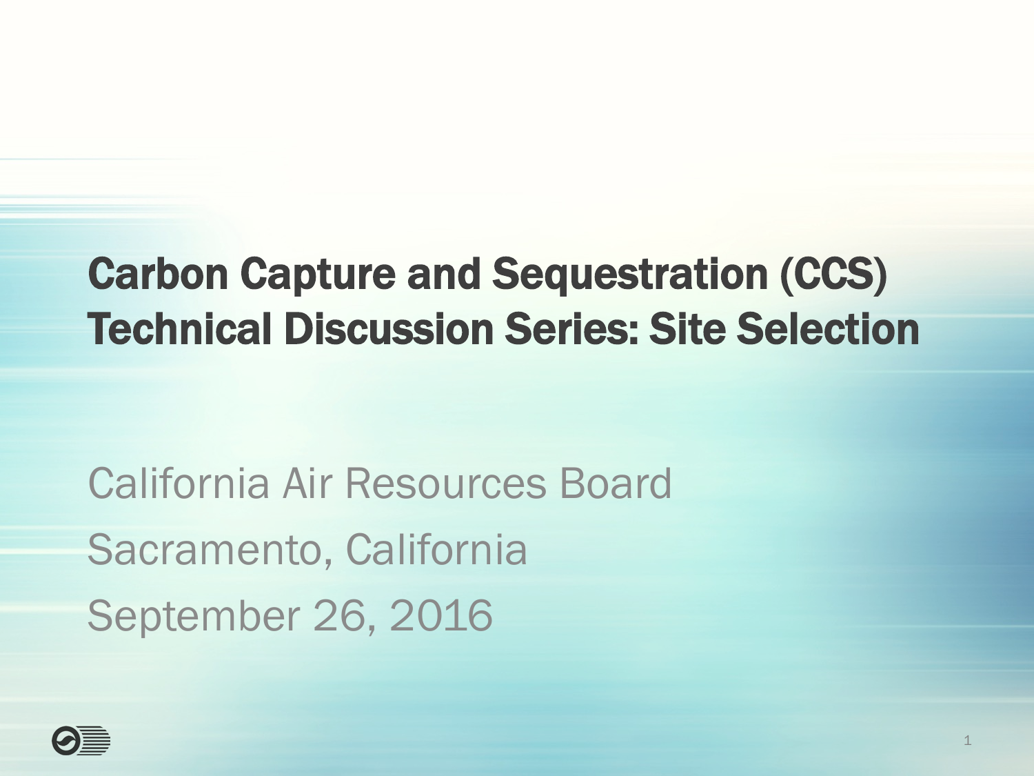# Carbon Capture and Sequestration (CCS) Technical Discussion Series: Site Selection

California Air Resources Board

Sacramento, California

September 26, 2016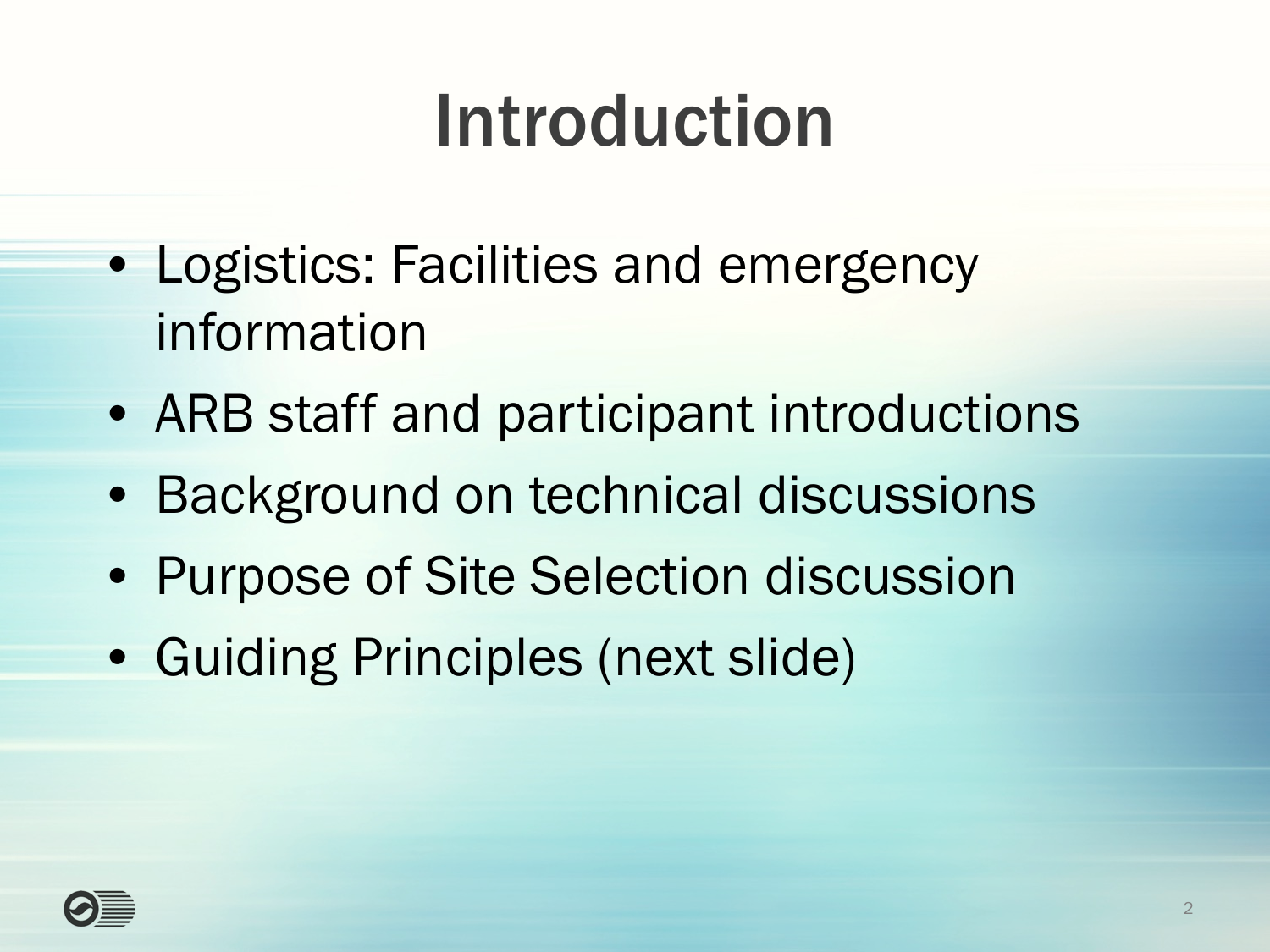# Introduction

- Logistics: Facilities and emergency information
- ARB staff and participant introductions
- Background on technical discussions
- Purpose of Site Selection discussion
- Guiding Principles (next slide)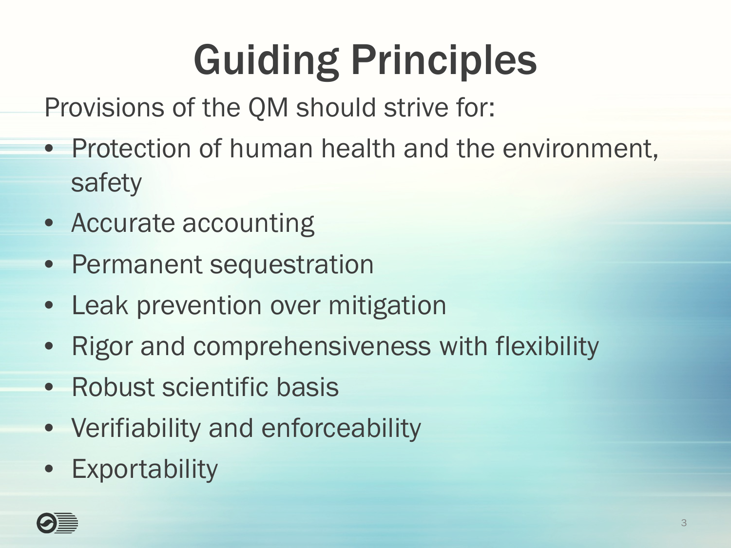# Guiding Principles

Provisions of the QM should strive for:

- Protection of human health and the environment, safety
- Accurate accounting
- Permanent sequestration
- Leak prevention over mitigation
- Rigor and comprehensiveness with flexibility
- Robust scientific basis
- Verifiability and enforceability
- Exportability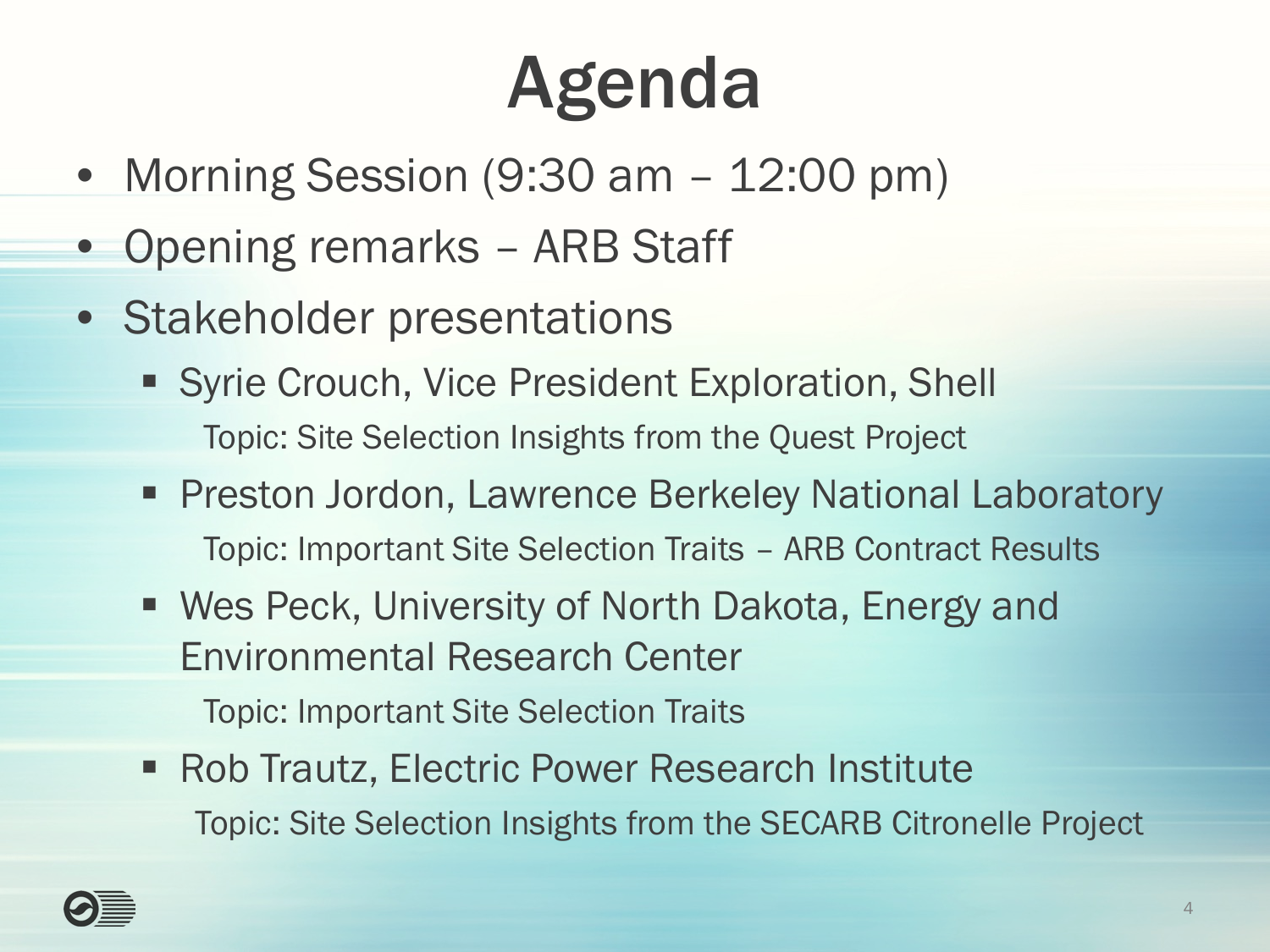# Agenda

- Morning Session (9:30 am – 12:00 pm)
- Opening remarks – ARB Staff
- Stakeholder presentations
  - Syrie Crouch, Vice President Exploration, Shell

    Topic: Site Selection Insights from the Quest Project
  - Preston Jordon, Lawrence Berkeley National Laboratory

    Topic: Important Site Selection Traits – ARB Contract Results
  - Wes Peck, University of North Dakota, Energy and Environmental Research Center

    Topic: Important Site Selection Traits
  - Rob Trautz, Electric Power Research Institute

    Topic: Site Selection Insights from the SECARB Citronelle Project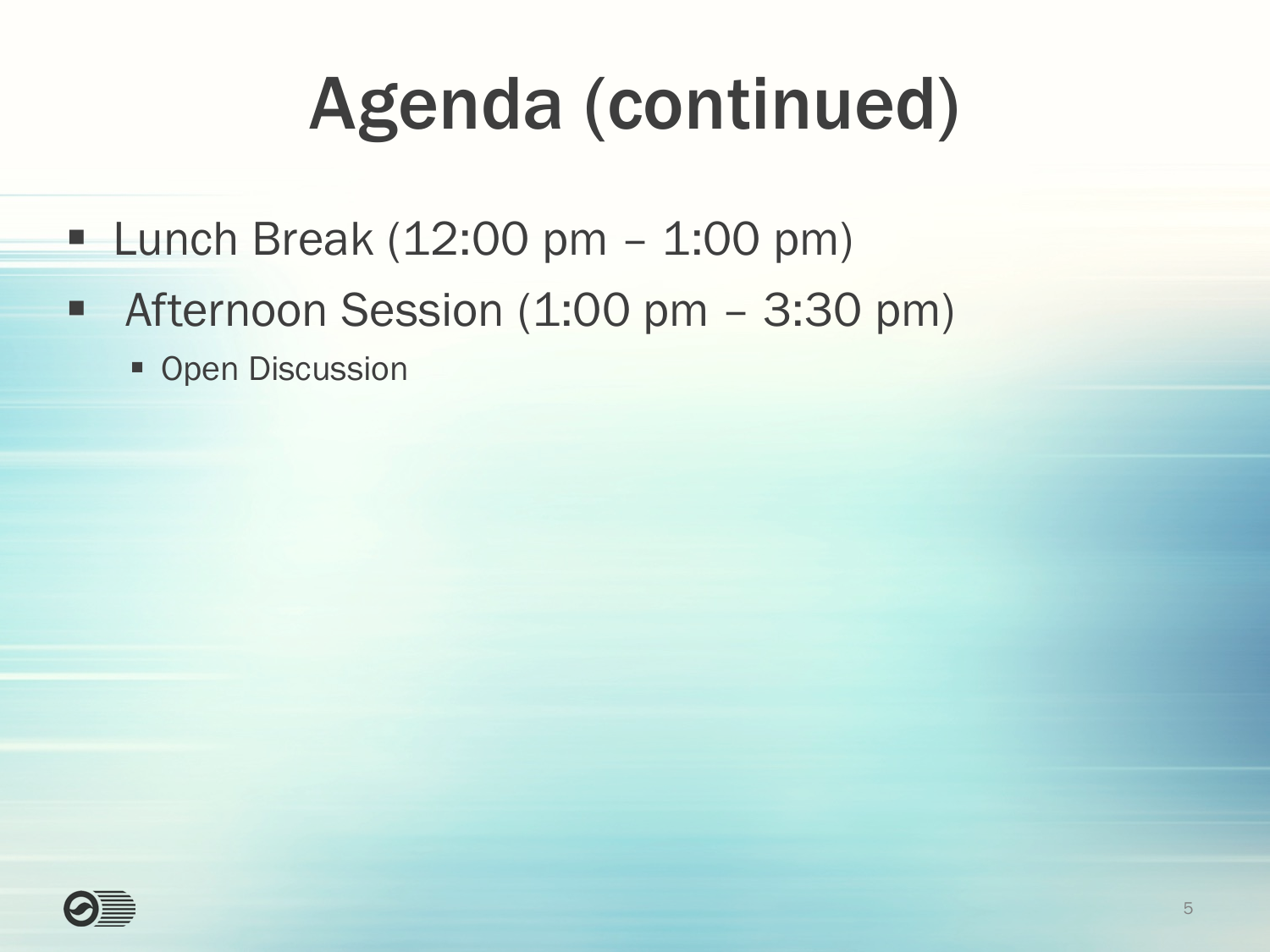# Agenda (continued)

- Lunch Break (12:00 pm – 1:00 pm)
- Afternoon Session (1:00 pm – 3:30 pm)
  - Open Discussion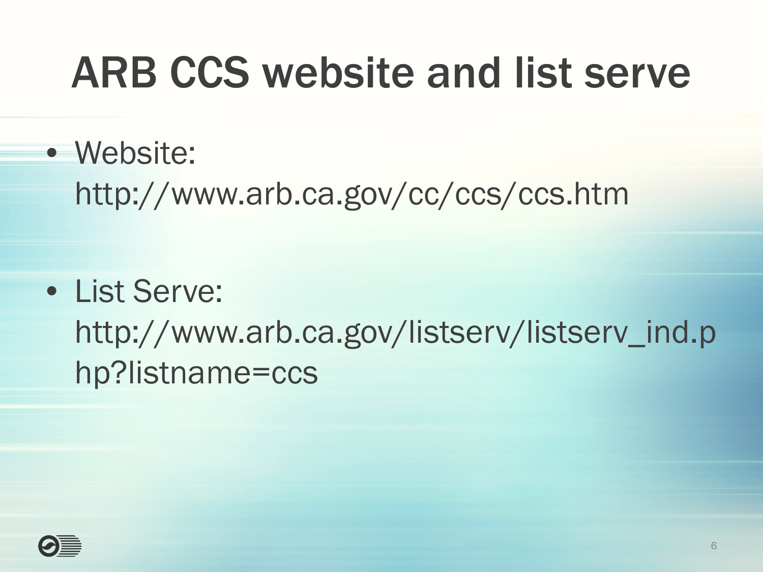# ARB CCS website and list serve

- Website: http://www.arb.ca.gov/cc/ccs/ccs.htm

- List Serve: http://www.arb.ca.gov/listserv/listserv_ind.php?listname=ccs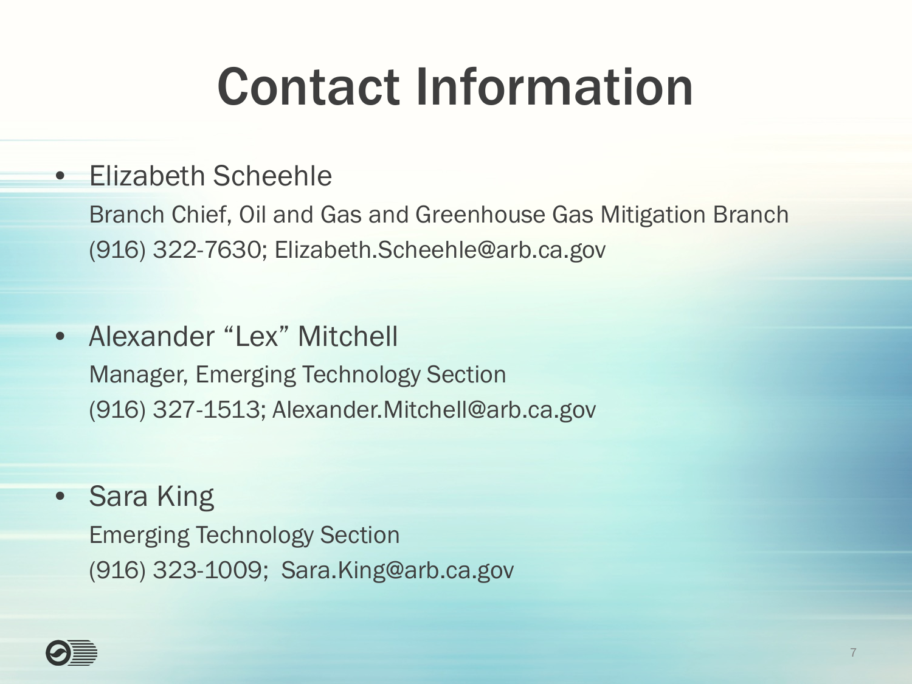# Contact Information

- Elizabeth Scheehle

  Branch Chief, Oil and Gas and Greenhouse Gas Mitigation Branch

  (916) 322-7630; Elizabeth.Scheehle@arb.ca.gov

- Alexander “Lex” Mitchell

  Manager, Emerging Technology Section

  (916) 327-1513; Alexander.Mitchell@arb.ca.gov

- Sara King

  Emerging Technology Section

  (916) 323-1009; Sara.King@arb.ca.gov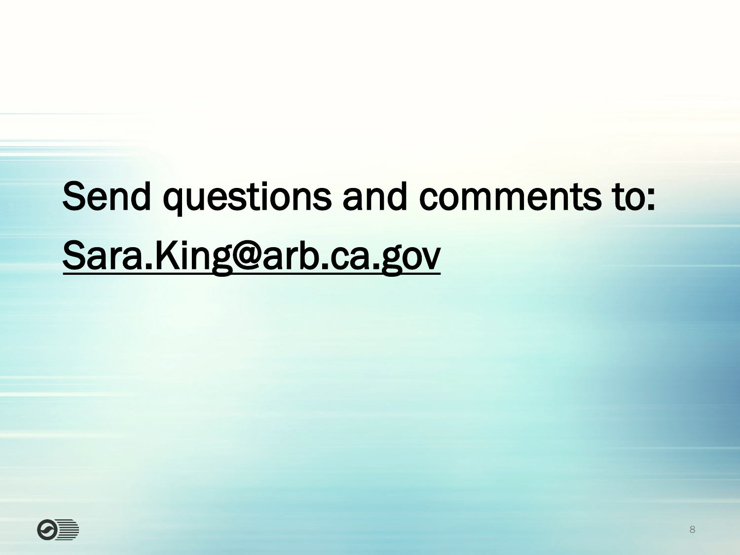Send questions and comments to:

Sara.King@arb.ca.gov